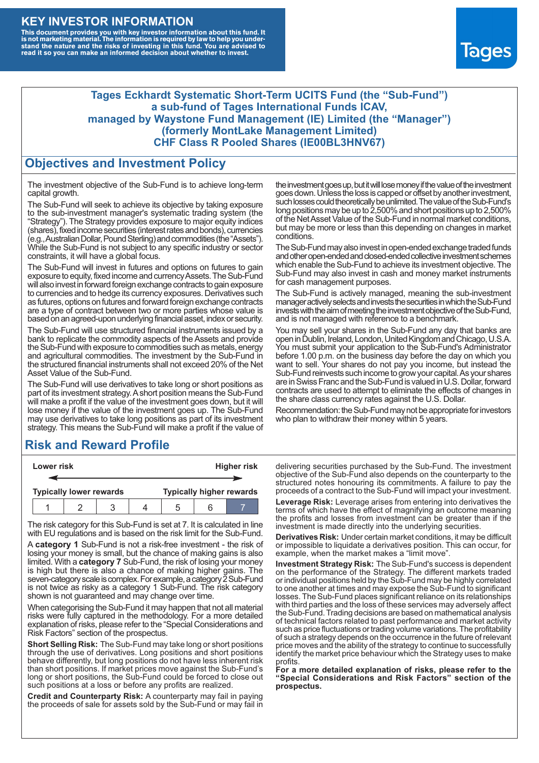# KEY INVESTOR INFORMATION

**This document provides you with key investor information about this fund. It is not marketing material. The information is required by law to help you understand the nature and the risks of investing in this fund. You are advised to read it so you can make an informed decision about whether to invest.**

Tages

## Tages Eckhardt Systematic Short-Term UCITS Fund (the "Sub-Fund") a sub-fund of Tages International Funds ICAV, managed by Waystone Fund Management (IE) Limited (the "Manager") (formerly MontLake Management Limited) CHF Class R Pooled Shares (IE00BL3HNV67)

## Objectives and Investment Policy

The investment objective of the Sub-Fund is to achieve long-term capital growth.

The Sub-Fund will seek to achieve its objective by taking exposure to the sub-investment manager's systematic trading system (the "Strategy"). The Strategy provides exposure to major equity indices (shares), fixed income securities (interest rates and bonds), currencies (e.g., Australian Dollar, Pound Sterling) and commodities (the "Assets"). While the Sub-Fund is not subject to any specific industry or sector constraints, it will have a global focus.

The Sub-Fund will invest in futures and options on futures to gain exposure to equity, fixed income and currency Assets. The Sub-Fund will also invest in forward foreign exchange contracts to gain exposure to currencies and to hedge its currency exposures. Derivatives such as futures, options on futures and forward foreign exchange contracts are a type of contract between two or more parties whose value is based on an agreed-upon underlying financial asset, index or security.

The Sub-Fund will use structured financial instruments issued by a bank to replicate the commodity aspects of the Assets and provide the Sub-Fund with exposure to commodities such as metals, energy and agricultural commodities. The investment by the Sub-Fund in the structured financial instruments shall not exceed 20% of the Net Asset Value of the Sub-Fund.

The Sub-Fund will use derivatives to take long or short positions as part of its investment strategy. A short position means the Sub-Fund will make a profit if the value of the investment goes down, but it will lose money if the value of the investment goes up. The Sub-Fund may use derivatives to take long positions as part of its investment strategy. This means the Sub-Fund will make a profit if the value of the investment goes up, but it will lose money if the value of the investment goes down. Unless the loss is capped or offset by another investment, such losses could theoretically be unlimited. The value of the Sub-Fund's long positions may be up to 2,500% and short positions up to 2,500% of the Net Asset Value of the Sub-Fund in normal market conditions, but may be more or less than this depending on changes in market conditions.

The Sub-Fund may also invest in open-ended exchange traded funds and other open-ended and closed-ended collective investment schemes which enable the Sub-Fund to achieve its investment objective. The Sub-Fund may also invest in cash and money market instruments for cash management purposes.

The Sub-Fund is actively managed, meaning the sub-investment manager actively selects and invests the securities in which the Sub-Fund invests with the aim of meeting the investment objective of the Sub-Fund, and is not managed with reference to a benchmark.

You may sell your shares in the Sub-Fund any day that banks are open in Dublin, Ireland, London, United Kingdom and Chicago, U.S.A. You must submit your application to the Sub-Fund's Administrator before 1.00 p.m. on the business day before the day on which you want to sell. Your shares do not pay you income, but instead the Sub-Fund reinvests such income to grow your capital. As your shares are in Swiss Franc and the Sub-Fund is valued in U.S. Dollar, forward contracts are used to attempt to eliminate the effects of changes in the share class currency rates against the U.S. Dollar.

Recommendation: the Sub-Fund may not be appropriate for investors who plan to withdraw their money within 5 years.

## Risk and Reward Profile

| Lower risk | | | | | | Higher risk |
|---|---|---|---|---|---|---|
| Typically lower rewards | | | | | | Typically higher rewards |
| 1 | 2 | 3 | 4 | 5 | 6 | **7** |

The risk category for this Sub-Fund is set at 7. It is calculated in line with EU regulations and is based on the risk limit for the Sub-Fund.

A **category 1** Sub-Fund is not a risk-free investment - the risk of losing your money is small, but the chance of making gains is also limited. With a **category 7** Sub-Fund, the risk of losing your money is high but there is also a chance of making higher gains. The seven-category scale is complex. For example, a category 2 Sub-Fund is not twice as risky as a category 1 Sub-Fund. The risk category shown is not guaranteed and may change over time.

When categorising the Sub-Fund it may happen that not all material risks were fully captured in the methodology. For a more detailed explanation of risks, please refer to the "Special Considerations and Risk Factors" section of the prospectus.

**Short Selling Risk:** The Sub-Fund may take long or short positions through the use of derivatives. Long positions and short positions behave differently, but long positions do not have less inherent risk than short positions. If market prices move against the Sub-Fund's long or short positions, the Sub-Fund could be forced to close out such positions at a loss or before any profits are realized.

**Credit and Counterparty Risk:** A counterparty may fail in paying the proceeds of sale for assets sold by the Sub-Fund or may fail in delivering securities purchased by the Sub-Fund. The investment objective of the Sub-Fund also depends on the counterparty to the structured notes honouring its commitments. A failure to pay the proceeds of a contract to the Sub-Fund will impact your investment.

**Leverage Risk:** Leverage arises from entering into derivatives the terms of which have the effect of magnifying an outcome meaning the profits and losses from investment can be greater than if the investment is made directly into the underlying securities.

**Derivatives Risk:** Under certain market conditions, it may be difficult or impossible to liquidate a derivatives position. This can occur, for example, when the market makes a "limit move".

**Investment Strategy Risk:** The Sub-Fund's success is dependent on the performance of the Strategy. The different markets traded or individual positions held by the Sub-Fund may be highly correlated to one another at times and may expose the Sub-Fund to significant losses. The Sub-Fund places significant reliance on its relationships with third parties and the loss of these services may adversely affect the Sub-Fund. Trading decisions are based on mathematical analysis of technical factors related to past performance and market activity such as price fluctuations or trading volume variations. The profitability of such a strategy depends on the occurrence in the future of relevant price moves and the ability of the strategy to continue to successfully identify the market price behaviour which the Strategy uses to make profits.

**For a more detailed explanation of risks, please refer to the "Special Considerations and Risk Factors" section of the prospectus.**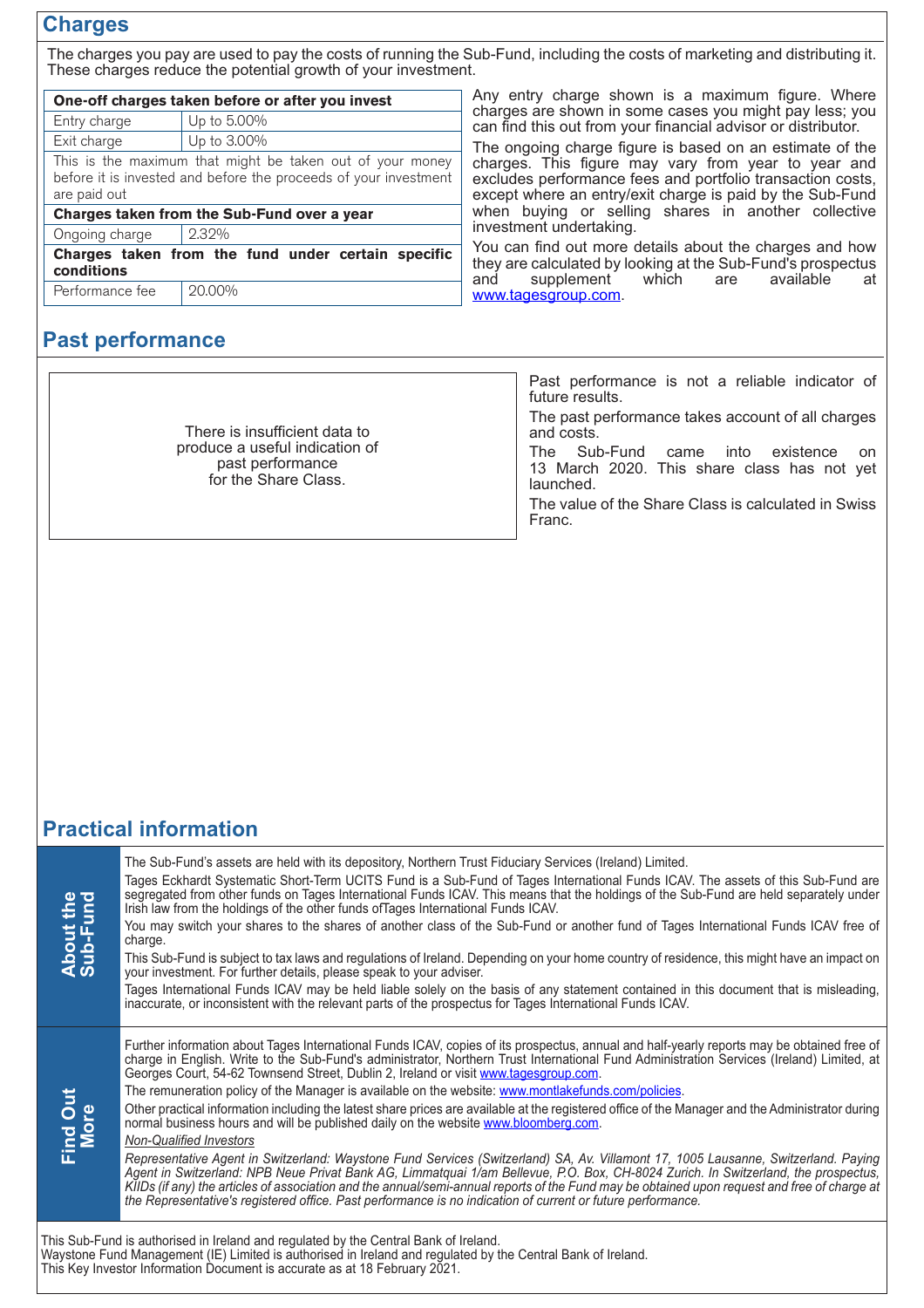## Charges

The charges you pay are used to pay the costs of running the Sub-Fund, including the costs of marketing and distributing it. These charges reduce the potential growth of your investment.

| One-off charges taken before or after you invest | |
|---|---|
| Entry charge | Up to 5.00% |
| Exit charge | Up to 3.00% |
| This is the maximum that might be taken out of your money before it is invested and before the proceeds of your investment are paid out | |
| **Charges taken from the Sub-Fund over a year** | |
| Ongoing charge | 2.32% |
| **Charges taken from the fund under certain specific conditions** | |
| Performance fee | 20.00% |

Any entry charge shown is a maximum figure. Where charges are shown in some cases you might pay less; you can find this out from your financial advisor or distributor.

The ongoing charge figure is based on an estimate of the charges. This figure may vary from year to year and excludes performance fees and portfolio transaction costs, except where an entry/exit charge is paid by the Sub-Fund when buying or selling shares in another collective investment undertaking.

You can find out more details about the charges and how they are calculated by looking at the Sub-Fund's prospectus and supplement which are available at www.tagesgroup.com.

## Past performance

There is insufficient data to produce a useful indication of past performance for the Share Class.

Past performance is not a reliable indicator of future results.

The past performance takes account of all charges and costs.

The Sub-Fund came into existence on 13 March 2020. This share class has not yet launched.

The value of the Share Class is calculated in Swiss Franc.

## Practical information

**About the Sub-Fund**

The Sub-Fund's assets are held with its depository, Northern Trust Fiduciary Services (Ireland) Limited.

Tages Eckhardt Systematic Short-Term UCITS Fund is a Sub-Fund of Tages International Funds ICAV. The assets of this Sub-Fund are segregated from other funds on Tages International Funds ICAV. This means that the holdings of the Sub-Fund are held separately under Irish law from the holdings of the other funds ofTages International Funds ICAV.

You may switch your shares to the shares of another class of the Sub-Fund or another fund of Tages International Funds ICAV free of charge.

This Sub-Fund is subject to tax laws and regulations of Ireland. Depending on your home country of residence, this might have an impact on your investment. For further details, please speak to your adviser.

Tages International Funds ICAV may be held liable solely on the basis of any statement contained in this document that is misleading, inaccurate, or inconsistent with the relevant parts of the prospectus for Tages International Funds ICAV.

**Find Out More**

Further information about Tages International Funds ICAV, copies of its prospectus, annual and half-yearly reports may be obtained free of charge in English. Write to the Sub-Fund's administrator, Northern Trust International Fund Administration Services (Ireland) Limited, at Georges Court, 54-62 Townsend Street, Dublin 2, Ireland or visit www.tagesgroup.com.

The remuneration policy of the Manager is available on the website: www.montlakefunds.com/policies.

Other practical information including the latest share prices are available at the registered office of the Manager and the Administrator during normal business hours and will be published daily on the website www.bloomberg.com.

*Non-Qualified Investors*

*Representative Agent in Switzerland: Waystone Fund Services (Switzerland) SA, Av. Villamont 17, 1005 Lausanne, Switzerland. Paying Agent in Switzerland: NPB Neue Privat Bank AG, Limmatquai 1/am Bellevue, P.O. Box, CH-8024 Zurich. In Switzerland, the prospectus, KIIDs (if any) the articles of association and the annual/semi-annual reports of the Fund may be obtained upon request and free of charge at the Representative's registered office. Past performance is no indication of current or future performance.*

This Sub-Fund is authorised in Ireland and regulated by the Central Bank of Ireland.
Waystone Fund Management (IE) Limited is authorised in Ireland and regulated by the Central Bank of Ireland.
This Key Investor Information Document is accurate as at 18 February 2021.